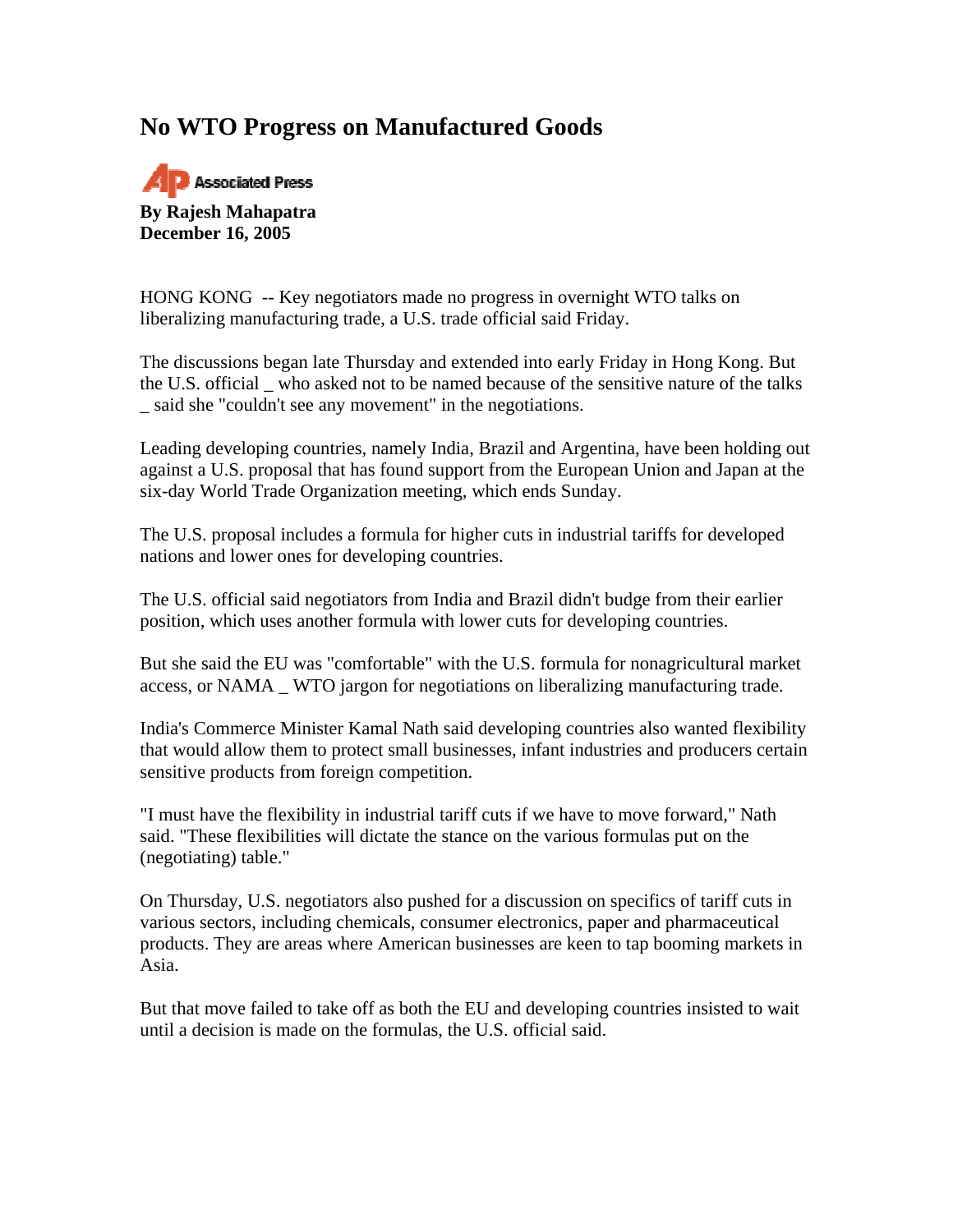# No WTO Progress on Manufactured Goods

Associated Press

**By Rajesh Mahapatra**
**December 16, 2005**

HONG KONG -- Key negotiators made no progress in overnight WTO talks on liberalizing manufacturing trade, a U.S. trade official said Friday.

The discussions began late Thursday and extended into early Friday in Hong Kong. But the U.S. official _ who asked not to be named because of the sensitive nature of the talks _ said she "couldn't see any movement" in the negotiations.

Leading developing countries, namely India, Brazil and Argentina, have been holding out against a U.S. proposal that has found support from the European Union and Japan at the six-day World Trade Organization meeting, which ends Sunday.

The U.S. proposal includes a formula for higher cuts in industrial tariffs for developed nations and lower ones for developing countries.

The U.S. official said negotiators from India and Brazil didn't budge from their earlier position, which uses another formula with lower cuts for developing countries.

But she said the EU was "comfortable" with the U.S. formula for nonagricultural market access, or NAMA _ WTO jargon for negotiations on liberalizing manufacturing trade.

India's Commerce Minister Kamal Nath said developing countries also wanted flexibility that would allow them to protect small businesses, infant industries and producers certain sensitive products from foreign competition.

"I must have the flexibility in industrial tariff cuts if we have to move forward," Nath said. "These flexibilities will dictate the stance on the various formulas put on the (negotiating) table."

On Thursday, U.S. negotiators also pushed for a discussion on specifics of tariff cuts in various sectors, including chemicals, consumer electronics, paper and pharmaceutical products. They are areas where American businesses are keen to tap booming markets in Asia.

But that move failed to take off as both the EU and developing countries insisted to wait until a decision is made on the formulas, the U.S. official said.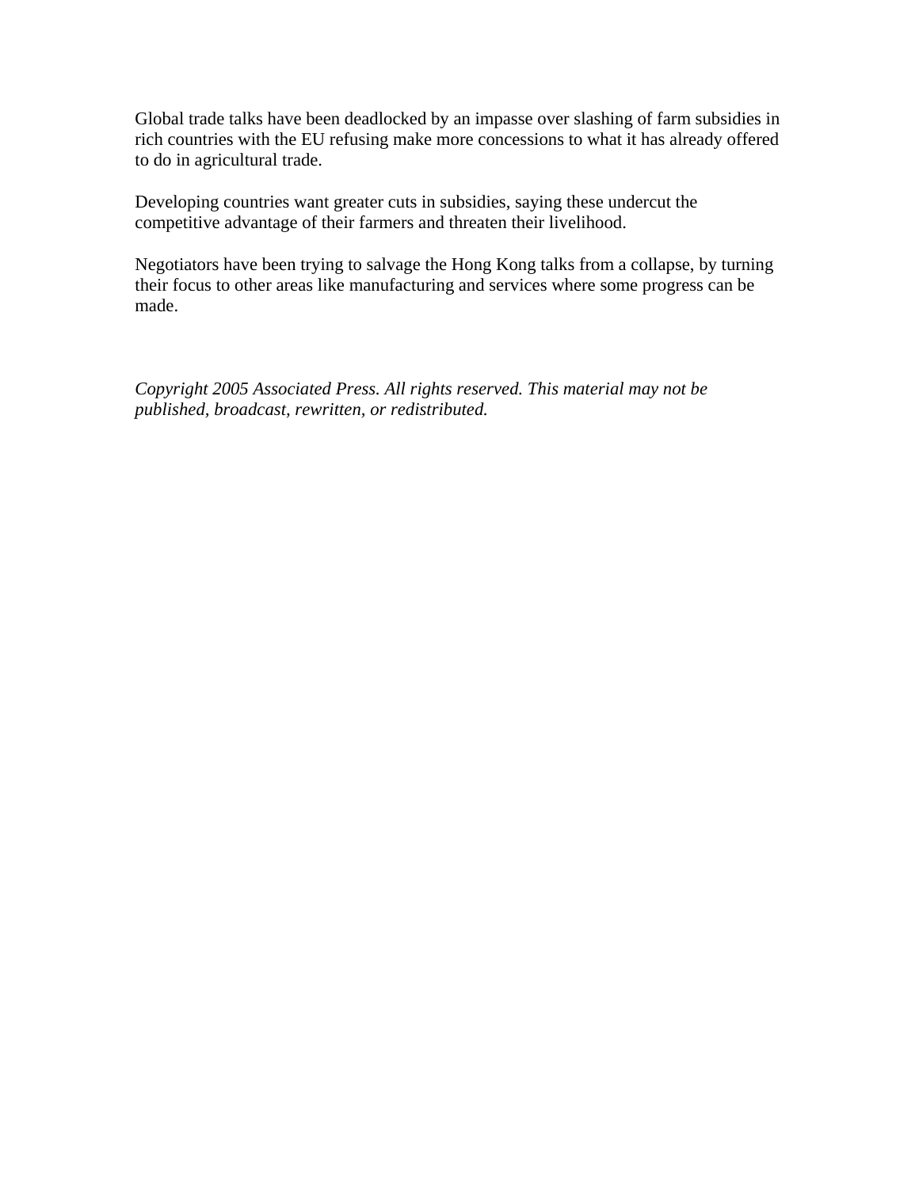Global trade talks have been deadlocked by an impasse over slashing of farm subsidies in rich countries with the EU refusing make more concessions to what it has already offered to do in agricultural trade.

Developing countries want greater cuts in subsidies, saying these undercut the competitive advantage of their farmers and threaten their livelihood.

Negotiators have been trying to salvage the Hong Kong talks from a collapse, by turning their focus to other areas like manufacturing and services where some progress can be made.

*Copyright 2005 Associated Press. All rights reserved. This material may not be published, broadcast, rewritten, or redistributed.*